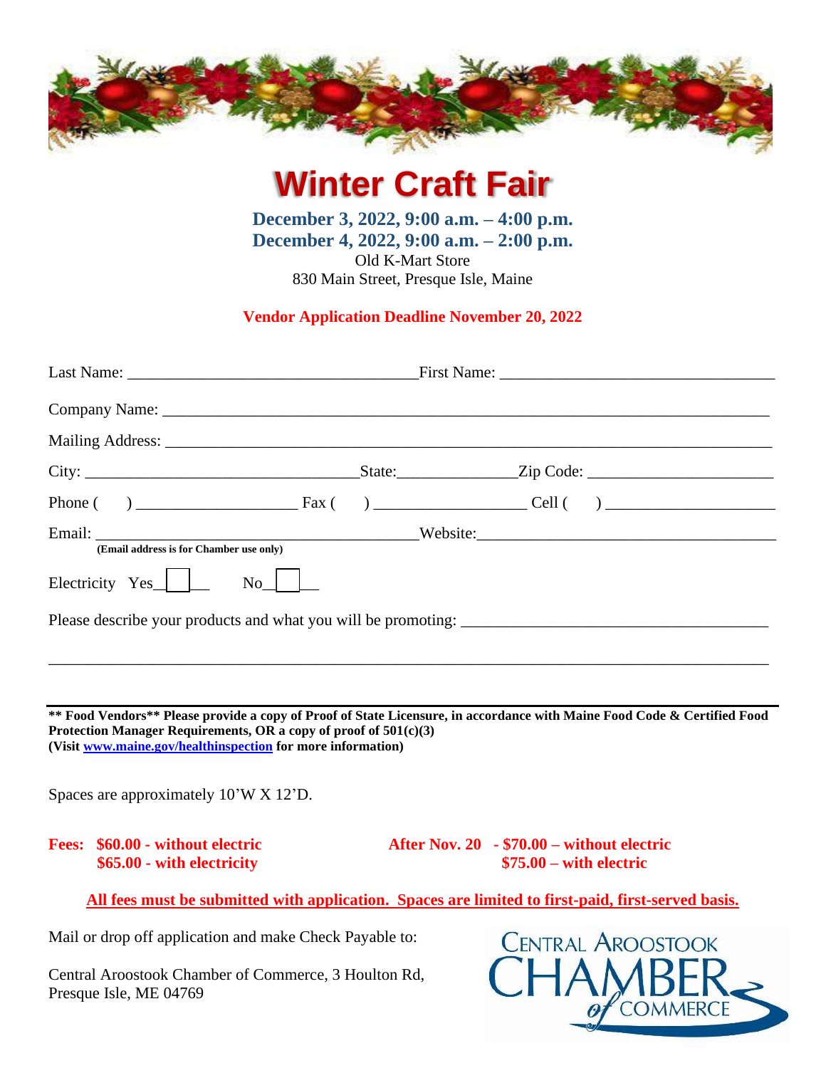# Winter Craft Fair

**December 3, 2022, 9:00 a.m. – 4:00 p.m.**
**December 4, 2022, 9:00 a.m. – 2:00 p.m.**
Old K-Mart Store
830 Main Street, Presque Isle, Maine

**Vendor Application Deadline November 20, 2022**

Last Name: ___________________________________ First Name: _________________________________

Company Name: ___________________________________________________________________________

Mailing Address: __________________________________________________________________________

City: ________________________________ State: _____________ Zip Code: ______________________

Phone (    ) ____________________ Fax (    ) __________________ Cell (    ) ____________________

Email: ______________________________________ Website: ____________________________________
**(Email address is for Chamber use only)**

Electricity Yes ☐ No ☐

Please describe your products and what you will be promoting: _____________________________________

_____________________________________________________________________________________

**\*\* Food Vendors\*\* Please provide a copy of Proof of State Licensure, in accordance with Maine Food Code & Certified Food Protection Manager Requirements, OR a copy of proof of 501(c)(3)**
**(Visit [www.maine.gov/healthinspection](http://www.maine.gov/healthinspection) for more information)**

Spaces are approximately 10'W X 12'D.

**Fees: $60.00 - without electric**
**$65.00 - with electricity**

**After Nov. 20 - $70.00 – without electric**
**$75.00 – with electric**

**All fees must be submitted with application. Spaces are limited to first-paid, first-served basis.**

Mail or drop off application and make Check Payable to:

Central Aroostook Chamber of Commerce, 3 Houlton Rd, Presque Isle, ME 04769

Central Aroostook Chamber of Commerce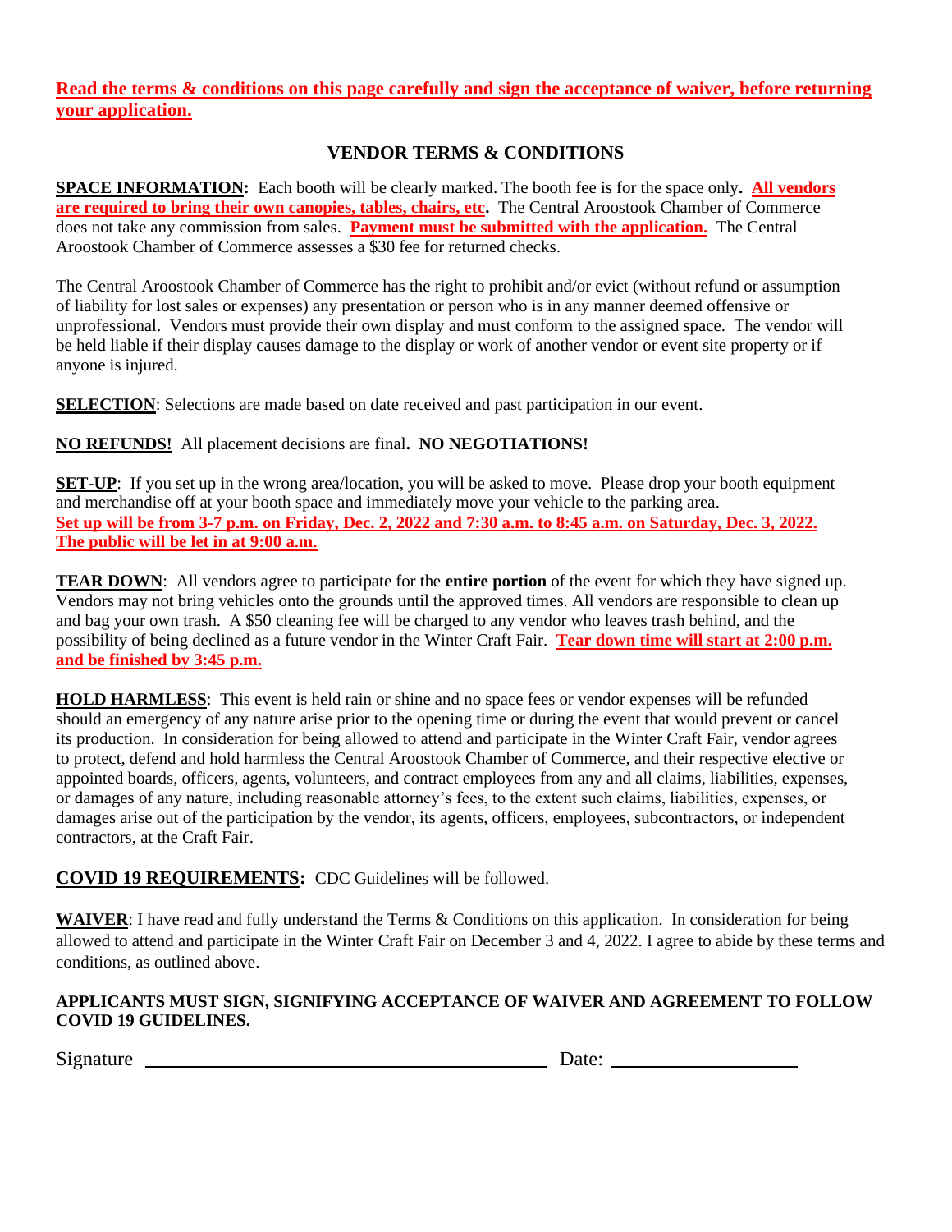**Read the terms & conditions on this page carefully and sign the acceptance of waiver, before returning your application.**

## VENDOR TERMS & CONDITIONS

**SPACE INFORMATION:** Each booth will be clearly marked. The booth fee is for the space only. **All vendors are required to bring their own canopies, tables, chairs, etc.** The Central Aroostook Chamber of Commerce does not take any commission from sales. **Payment must be submitted with the application.** The Central Aroostook Chamber of Commerce assesses a $30 fee for returned checks.

The Central Aroostook Chamber of Commerce has the right to prohibit and/or evict (without refund or assumption of liability for lost sales or expenses) any presentation or person who is in any manner deemed offensive or unprofessional. Vendors must provide their own display and must conform to the assigned space. The vendor will be held liable if their display causes damage to the display or work of another vendor or event site property or if anyone is injured.

**SELECTION**: Selections are made based on date received and past participation in our event.

**NO REFUNDS!** All placement decisions are final. **NO NEGOTIATIONS!**

**SET-UP**: If you set up in the wrong area/location, you will be asked to move. Please drop your booth equipment and merchandise off at your booth space and immediately move your vehicle to the parking area. **Set up will be from 3-7 p.m. on Friday, Dec. 2, 2022 and 7:30 a.m. to 8:45 a.m. on Saturday, Dec. 3, 2022. The public will be let in at 9:00 a.m.**

**TEAR DOWN**: All vendors agree to participate for the **entire portion** of the event for which they have signed up. Vendors may not bring vehicles onto the grounds until the approved times. All vendors are responsible to clean up and bag your own trash. A $50 cleaning fee will be charged to any vendor who leaves trash behind, and the possibility of being declined as a future vendor in the Winter Craft Fair. **Tear down time will start at 2:00 p.m. and be finished by 3:45 p.m.**

**HOLD HARMLESS**: This event is held rain or shine and no space fees or vendor expenses will be refunded should an emergency of any nature arise prior to the opening time or during the event that would prevent or cancel its production. In consideration for being allowed to attend and participate in the Winter Craft Fair, vendor agrees to protect, defend and hold harmless the Central Aroostook Chamber of Commerce, and their respective elective or appointed boards, officers, agents, volunteers, and contract employees from any and all claims, liabilities, expenses, or damages of any nature, including reasonable attorney's fees, to the extent such claims, liabilities, expenses, or damages arise out of the participation by the vendor, its agents, officers, employees, subcontractors, or independent contractors, at the Craft Fair.

**COVID 19 REQUIREMENTS:** CDC Guidelines will be followed.

**WAIVER**: I have read and fully understand the Terms & Conditions on this application. In consideration for being allowed to attend and participate in the Winter Craft Fair on December 3 and 4, 2022. I agree to abide by these terms and conditions, as outlined above.

**APPLICANTS MUST SIGN, SIGNIFYING ACCEPTANCE OF WAIVER AND AGREEMENT TO FOLLOW COVID 19 GUIDELINES.**

Signature ______________________________ Date: ________________